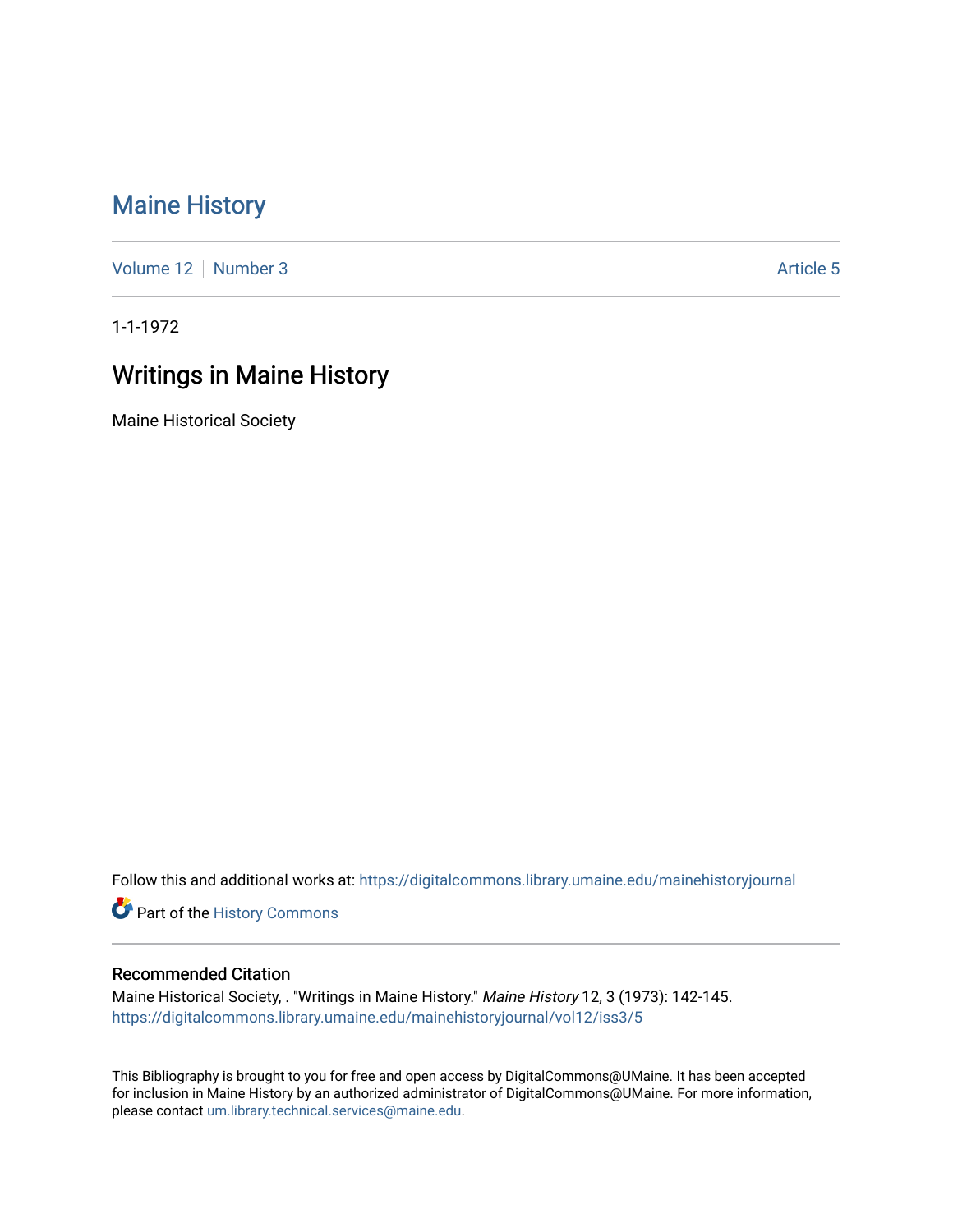# Maine History

Volume 12 | Number 3 Article 5

1-1-1972

## Writings in Maine History

Maine Historical Society

Follow this and additional works at: https://digitalcommons.library.umaine.edu/mainehistoryjournal

Part of the History Commons

### Recommended Citation

Maine Historical Society, . "Writings in Maine History." *Maine History* 12, 3 (1973): 142-145.
https://digitalcommons.library.umaine.edu/mainehistoryjournal/vol12/iss3/5

This Bibliography is brought to you for free and open access by DigitalCommons@UMaine. It has been accepted for inclusion in Maine History by an authorized administrator of DigitalCommons@UMaine. For more information, please contact um.library.technical.services@maine.edu.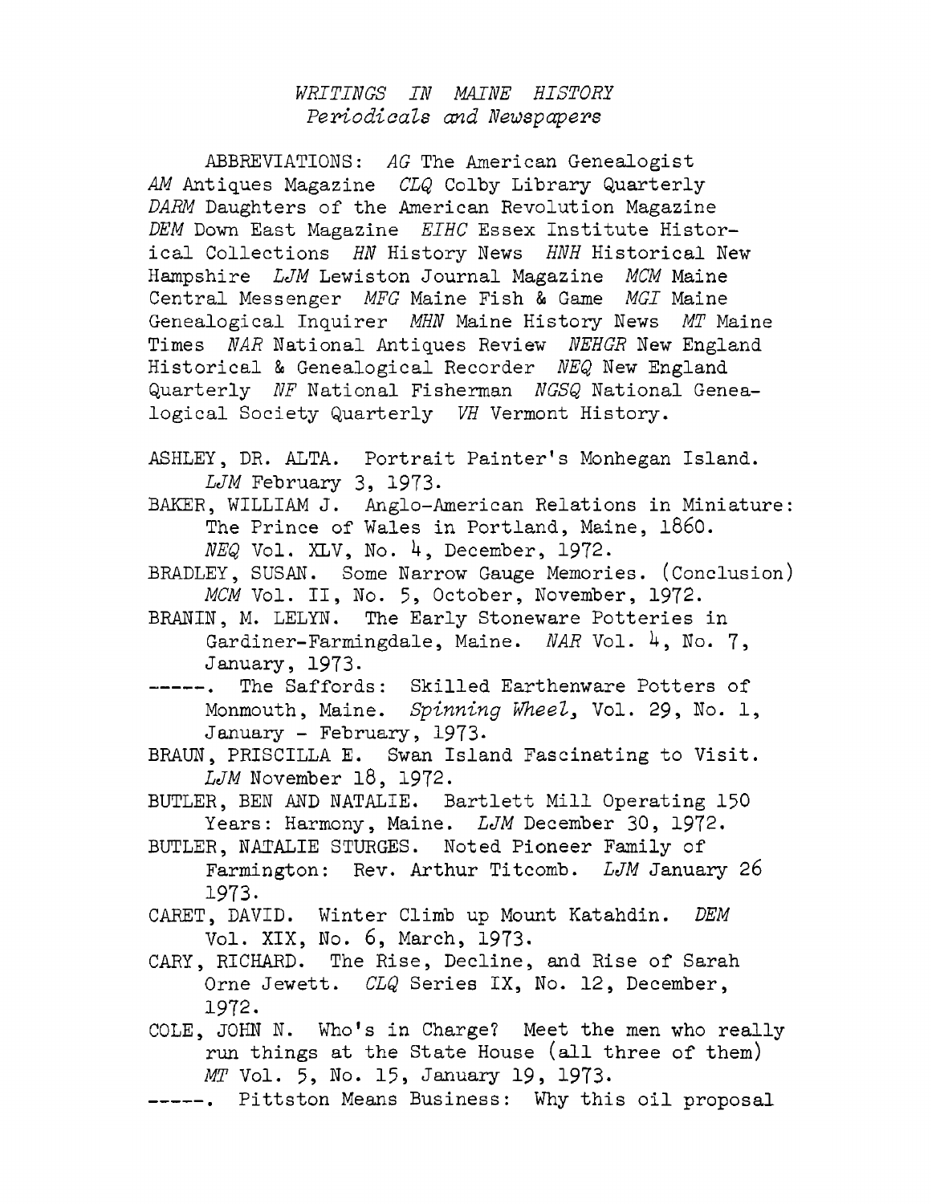# *WRITINGS IN MAINE HISTORY*
## *Periodicals and Newspapers*

ABBREVIATIONS: *AG* The American Genealogist *AM* Antiques Magazine *CLQ* Colby Library Quarterly *DARM* Daughters of the American Revolution Magazine *DEM* Down East Magazine *EIHC* Essex Institute Historical Collections *HN* History News *HNH* Historical New Hampshire *LJM* Lewiston Journal Magazine *MCM* Maine Central Messenger *MFG* Maine Fish & Game *MGI* Maine Genealogical Inquirer *MHN* Maine History News *MT* Maine Times *NAR* National Antiques Review *NEHGR* New England Historical & Genealogical Recorder *NEQ* New England Quarterly *NF* National Fisherman *NGSQ* National Genealogical Society Quarterly *VH* Vermont History.

ASHLEY, DR. ALTA. Portrait Painter's Monhegan Island. *LJM* February 3, 1973.

BAKER, WILLIAM J. Anglo-American Relations in Miniature: The Prince of Wales in Portland, Maine, 1860. *NEQ* Vol. XLV, No. 4, December, 1972.

BRADLEY, SUSAN. Some Narrow Gauge Memories. (Conclusion) *MCM* Vol. II, No. 5, October, November, 1972.

BRANIN, M. LELYN. The Early Stoneware Potteries in Gardiner-Farmingdale, Maine. *NAR* Vol. 4, No. 7, January, 1973.

-----. The Saffords: Skilled Earthenware Potters of Monmouth, Maine. *Spinning Wheel*, Vol. 29, No. 1, January - February, 1973.

BRAUN, PRISCILLA E. Swan Island Fascinating to Visit. *LJM* November 18, 1972.

BUTLER, BEN AND NATALIE. Bartlett Mill Operating 150 Years: Harmony, Maine. *LJM* December 30, 1972.

BUTLER, NATALIE STURGES. Noted Pioneer Family of Farmington: Rev. Arthur Titcomb. *LJM* January 26 1973.

CARET, DAVID. Winter Climb up Mount Katahdin. *DEM* Vol. XIX, No. 6, March, 1973.

CARY, RICHARD. The Rise, Decline, and Rise of Sarah Orne Jewett. *CLQ* Series IX, No. 12, December, 1972.

COLE, JOHN N. Who's in Charge? Meet the men who really run things at the State House (all three of them) *MT* Vol. 5, No. 15, January 19, 1973.

-----. Pittston Means Business: Why this oil proposal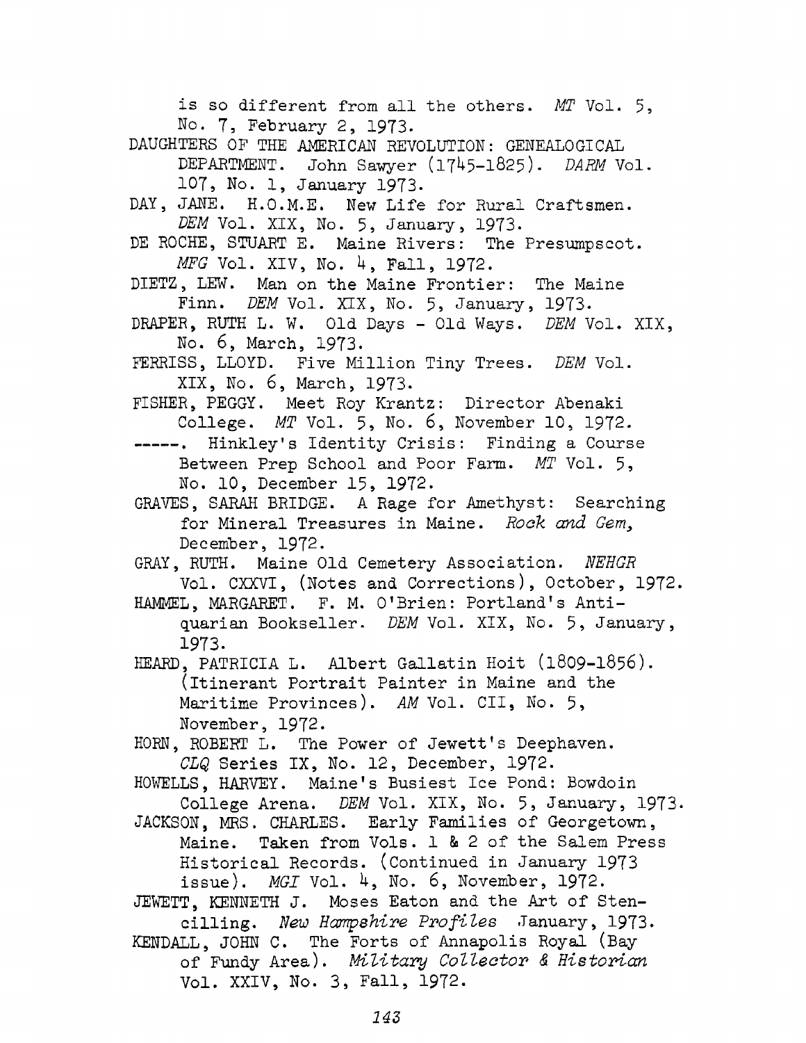is so different from all the others. *MT* Vol. 5, No. 7, February 2, 1973.

DAUGHTERS OF THE AMERICAN REVOLUTION: GENEALOGICAL DEPARTMENT. John Sawyer (1745-1825). *DARM* Vol. 107, No. 1, January 1973.

DAY, JANE. H.O.M.E. New Life for Rural Craftsmen. *DEM* Vol. XIX, No. 5, January, 1973.

DE ROCHE, STUART E. Maine Rivers: The Presumpscot. *MFG* Vol. XIV, No. 4, Fall, 1972.

DIETZ, LEW. Man on the Maine Frontier: The Maine Finn. *DEM* Vol. XIX, No. 5, January, 1973.

DRAPER, RUTH L. W. Old Days - Old Ways. *DEM* Vol. XIX, No. 6, March, 1973.

FERRISS, LLOYD. Five Million Tiny Trees. *DEM* Vol. XIX, No. 6, March, 1973.

FISHER, PEGGY. Meet Roy Krantz: Director Abenaki College. *MT* Vol. 5, No. 6, November 10, 1972.

-----. Hinkley's Identity Crisis: Finding a Course Between Prep School and Poor Farm. *MT* Vol. 5, No. 10, December 15, 1972.

GRAVES, SARAH BRIDGE. A Rage for Amethyst: Searching for Mineral Treasures in Maine. *Rock and Gem,* December, 1972.

GRAY, RUTH. Maine Old Cemetery Association. *NEHGR* Vol. CXXVI, (Notes and Corrections), October, 1972.

HAMMEL, MARGARET. F. M. O'Brien: Portland's Antiquarian Bookseller. *DEM* Vol. XIX, No. 5, January, 1973.

HEARD, PATRICIA L. Albert Gallatin Hoit (1809-1856). (Itinerant Portrait Painter in Maine and the Maritime Provinces). *AM* Vol. CII, No. 5, November, 1972.

HORN, ROBERT L. The Power of Jewett's Deephaven. *CLQ* Series IX, No. 12, December, 1972.

HOWELLS, HARVEY. Maine's Busiest Ice Pond: Bowdoin College Arena. *DEM* Vol. XIX, No. 5, January, 1973.

JACKSON, MRS. CHARLES. Early Families of Georgetown, Maine. Taken from Vols. 1 & 2 of the Salem Press Historical Records. (Continued in January 1973 issue). *MGI* Vol. 4, No. 6, November, 1972.

JEWETT, KENNETH J. Moses Eaton and the Art of Stencilling. *New Hampshire Profiles* January, 1973.

KENDALL, JOHN C. The Forts of Annapolis Royal (Bay of Fundy Area). *Military Collector & Historian* Vol. XXIV, No. 3, Fall, 1972.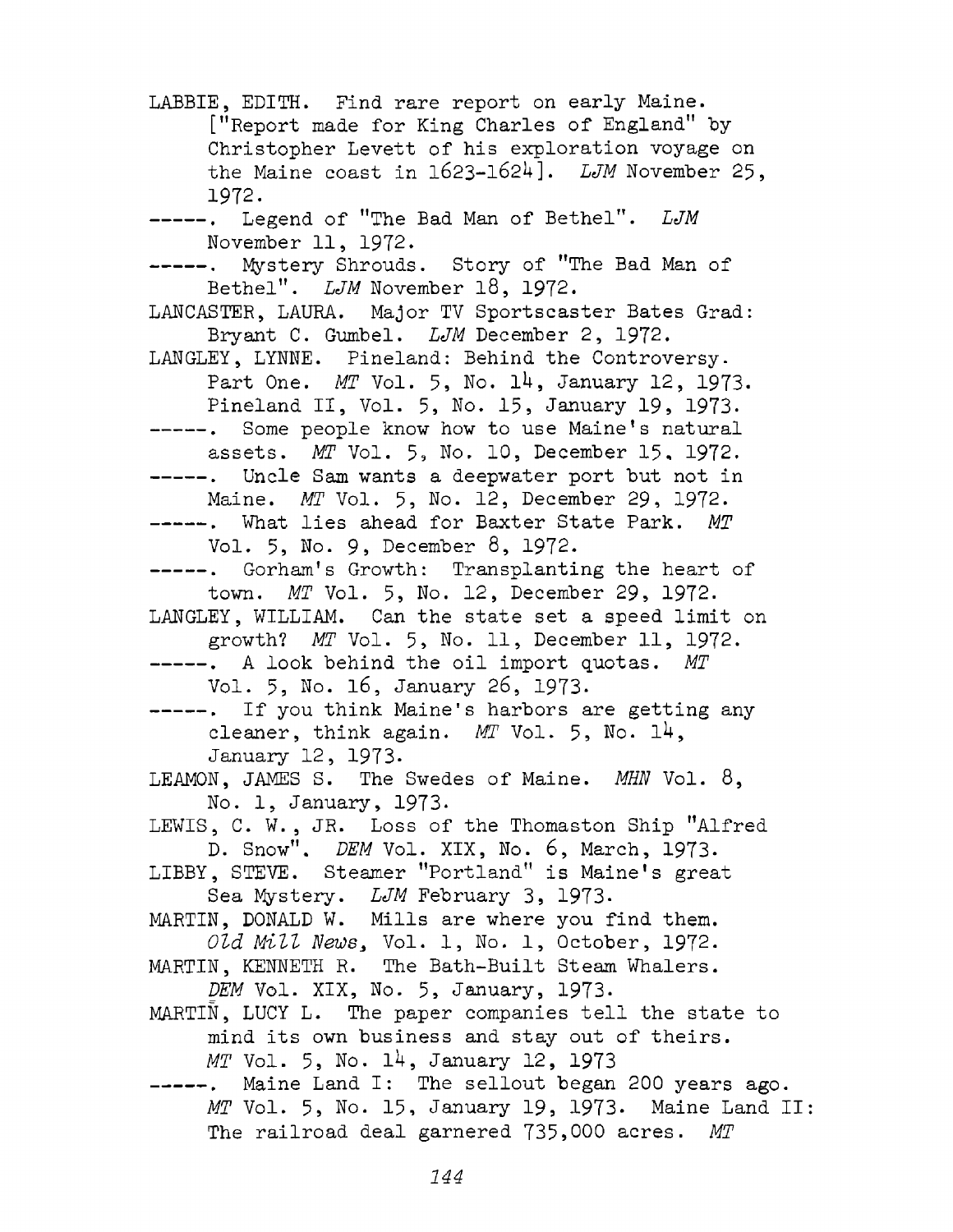LABBIE, EDITH. Find rare report on early Maine. ["Report made for King Charles of England" by Christopher Levett of his exploration voyage on the Maine coast in 1623-1624]. *LJM* November 25, 1972.

-----. Legend of "The Bad Man of Bethel". *LJM* November 11, 1972.

-----. Mystery Shrouds. Story of "The Bad Man of Bethel". *LJM* November 18, 1972.

LANCASTER, LAURA. Major TV Sportscaster Bates Grad: Bryant C. Gumbel. *LJM* December 2, 1972.

LANGLEY, LYNNE. Pineland: Behind the Controversy. Part One. *MT* Vol. 5, No. 14, January 12, 1973. Pineland II, Vol. 5, No. 15, January 19, 1973.

-----. Some people know how to use Maine's natural assets. *MT* Vol. 5, No. 10, December 15, 1972.

-----. Uncle Sam wants a deepwater port but not in Maine. *MT* Vol. 5, No. 12, December 29, 1972.

-----. What lies ahead for Baxter State Park. *MT* Vol. 5, No. 9, December 8, 1972.

-----. Gorham's Growth: Transplanting the heart of town. *MT* Vol. 5, No. 12, December 29, 1972.

LANGLEY, WILLIAM. Can the state set a speed limit on growth? *MT* Vol. 5, No. 11, December 11, 1972.

-----. A look behind the oil import quotas. *MT* Vol. 5, No. 16, January 26, 1973.

-----. If you think Maine's harbors are getting any cleaner, think again. *MT* Vol. 5, No. 14, January 12, 1973.

LEAMON, JAMES S. The Swedes of Maine. *MHN* Vol. 8, No. 1, January, 1973.

LEWIS, C. W., JR. Loss of the Thomaston Ship "Alfred D. Snow". *DEM* Vol. XIX, No. 6, March, 1973.

LIBBY, STEVE. Steamer "Portland" is Maine's great Sea Mystery. *LJM* February 3, 1973.

MARTIN, DONALD W. Mills are where you find them. *Old Mill News*, Vol. 1, No. 1, October, 1972.

MARTIN, KENNETH R. The Bath-Built Steam Whalers. *DEM* Vol. XIX, No. 5, January, 1973.

MARTIN, LUCY L. The paper companies tell the state to mind its own business and stay out of theirs. *MT* Vol. 5, No. 14, January 12, 1973

-----. Maine Land I: The sellout began 200 years ago. *MT* Vol. 5, No. 15, January 19, 1973. Maine Land II: The railroad deal garnered 735,000 acres. *MT*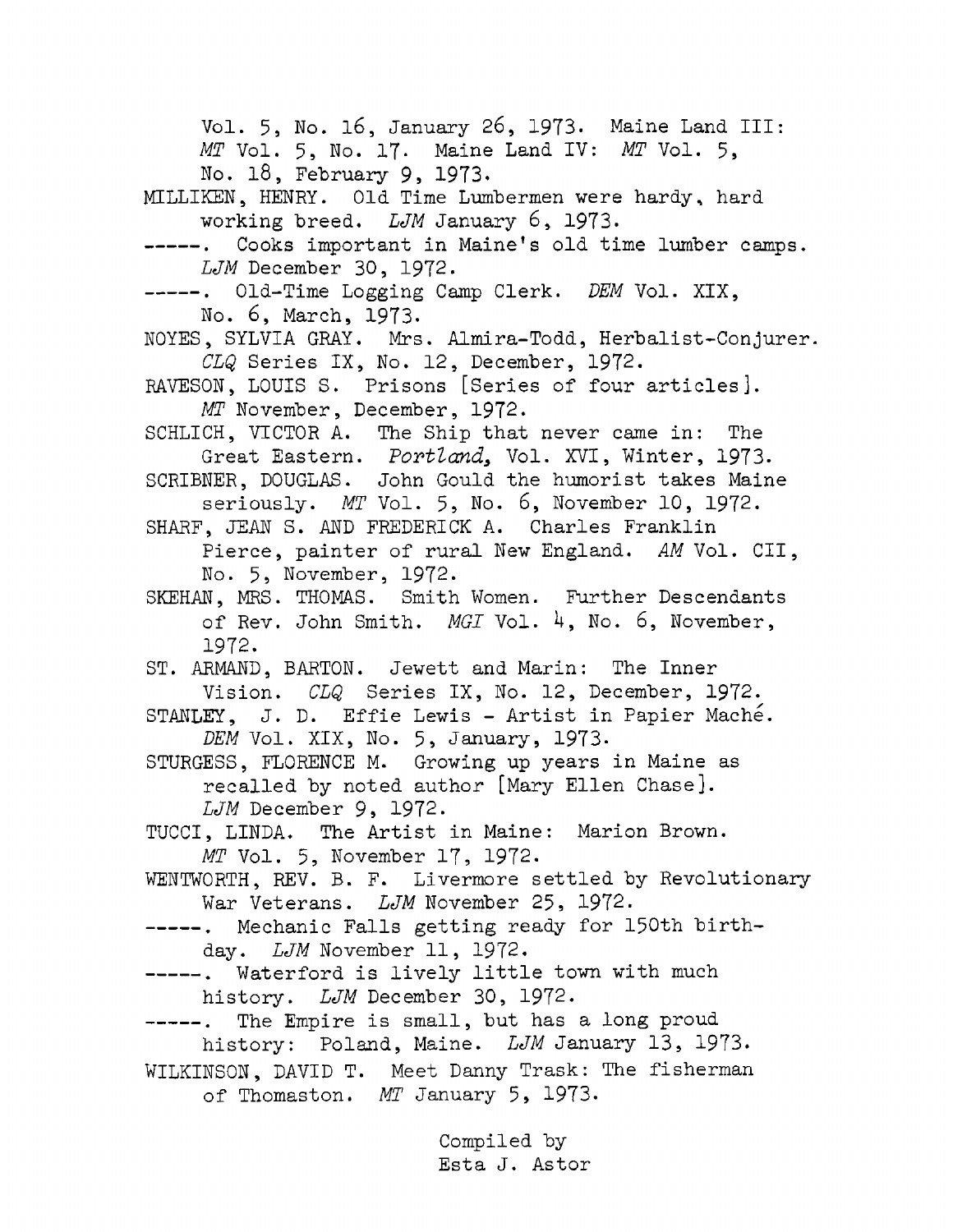Vol. 5, No. 16, January 26, 1973. Maine Land III: *MT* Vol. 5, No. 17. Maine Land IV: *MT* Vol. 5, No. 18, February 9, 1973.

MILLIKEN, HENRY. Old Time Lumbermen were hardy, hard working breed. *LJM* January 6, 1973.

-----. Cooks important in Maine's old time lumber camps. *LJM* December 30, 1972.

-----. Old-Time Logging Camp Clerk. *DEM* Vol. XIX, No. 6, March, 1973.

NOYES, SYLVIA GRAY. Mrs. Almira-Todd, Herbalist-Conjurer. *CLQ* Series IX, No. 12, December, 1972.

RAVESON, LOUIS S. Prisons [Series of four articles]. *MT* November, December, 1972.

SCHLICH, VICTOR A. The Ship that never came in: The Great Eastern. *Portland,* Vol. XVI, Winter, 1973.

SCRIBNER, DOUGLAS. John Gould the humorist takes Maine seriously. *MT* Vol. 5, No. 6, November 10, 1972.

SHARF, JEAN S. AND FREDERICK A. Charles Franklin Pierce, painter of rural New England. *AM* Vol. CII, No. 5, November, 1972.

SKEHAN, MRS. THOMAS. Smith Women. Further Descendants of Rev. John Smith. *MGI* Vol. 4, No. 6, November, 1972.

ST. ARMAND, BARTON. Jewett and Marin: The Inner Vision. *CLQ* Series IX, No. 12, December, 1972.

STANLEY, J. D. Effie Lewis - Artist in Papier Maché. *DEM* Vol. XIX, No. 5, January, 1973.

STURGESS, FLORENCE M. Growing up years in Maine as recalled by noted author [Mary Ellen Chase]. *LJM* December 9, 1972.

TUCCI, LINDA. The Artist in Maine: Marion Brown. *MT* Vol. 5, November 17, 1972.

WENTWORTH, REV. B. F. Livermore settled by Revolutionary War Veterans. *LJM* November 25, 1972.

-----. Mechanic Falls getting ready for 150th birthday. *LJM* November 11, 1972.

-----. Waterford is lively little town with much history. *LJM* December 30, 1972.

-----. The Empire is small, but has a long proud history: Poland, Maine. *LJM* January 13, 1973.

WILKINSON, DAVID T. Meet Danny Trask: The fisherman of Thomaston. *MT* January 5, 1973.

Compiled by
Esta J. Astor